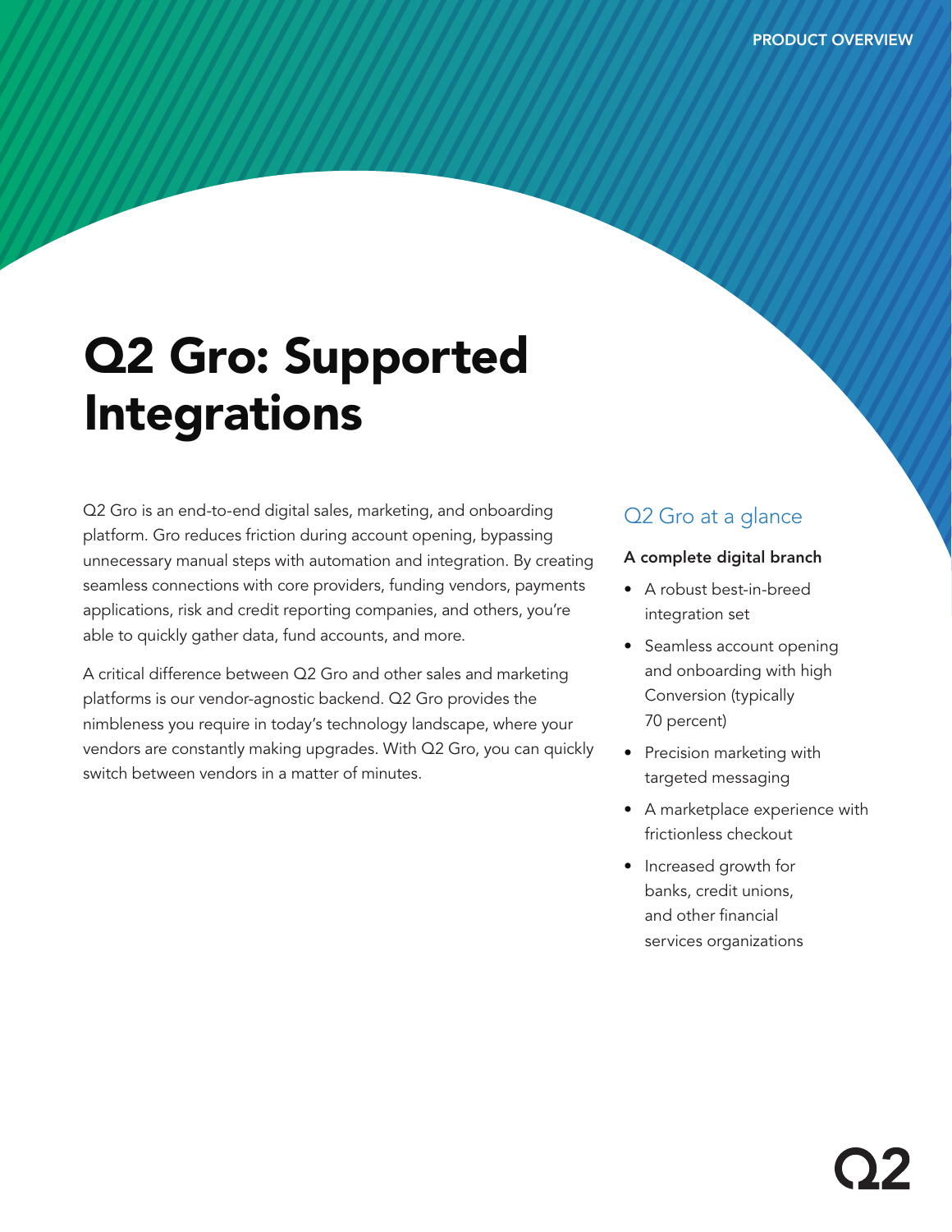PRODUCT OVERVIEW

# Q2 Gro: Supported Integrations

Q2 Gro is an end-to-end digital sales, marketing, and onboarding platform. Gro reduces friction during account opening, bypassing unnecessary manual steps with automation and integration. By creating seamless connections with core providers, funding vendors, payments applications, risk and credit reporting companies, and others, you're able to quickly gather data, fund accounts, and more.

A critical difference between Q2 Gro and other sales and marketing platforms is our vendor-agnostic backend. Q2 Gro provides the nimbleness you require in today's technology landscape, where your vendors are constantly making upgrades. With Q2 Gro, you can quickly switch between vendors in a matter of minutes.

## Q2 Gro at a glance

**A complete digital branch**

- A robust best-in-breed integration set
- Seamless account opening and onboarding with high Conversion (typically 70 percent)
- Precision marketing with targeted messaging
- A marketplace experience with frictionless checkout
- Increased growth for banks, credit unions, and other financial services organizations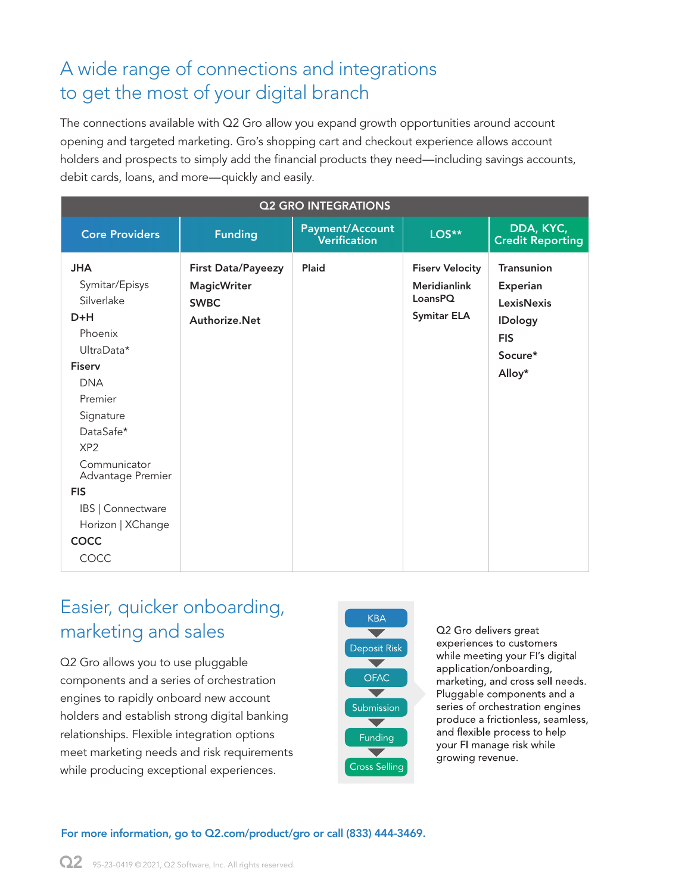## A wide range of connections and integrations to get the most of your digital branch

The connections available with Q2 Gro allow you expand growth opportunities around account opening and targeted marketing. Gro's shopping cart and checkout experience allows account holders and prospects to simply add the financial products they need—including savings accounts, debit cards, loans, and more—quickly and easily.

| Q2 GRO INTEGRATIONS | | | | |
|---|---|---|---|---|
| **Core Providers** | **Funding** | **Payment/Account Verification** | **LOS**** | **DDA, KYC, Credit Reporting** |
| **JHA**<br>Symitar/Episys<br>Silverlake<br>**D+H**<br>Phoenix<br>UltraData*<br>**Fiserv**<br>DNA<br>Premier<br>Signature<br>DataSafe*<br>XP2<br>Communicator Advantage Premier<br>**FIS**<br>IBS \| Connectware<br>Horizon \| XChange<br>**COCC**<br>COCC | **First Data/Payeezy**<br>**MagicWriter**<br>**SWBC**<br>**Authorize.Net** | **Plaid** | **Fiserv Velocity**<br>**Meridianlink LoansPQ**<br>**Symitar ELA** | **Transunion**<br>**Experian**<br>**LexisNexis**<br>**IDology**<br>**FIS**<br>**Socure***<br>**Alloy*** |

## Easier, quicker onboarding, marketing and sales

Q2 Gro allows you to use pluggable components and a series of orchestration engines to rapidly onboard new account holders and establish strong digital banking relationships. Flexible integration options meet marketing needs and risk requirements while producing exceptional experiences.

KBA
Deposit Risk
OFAC
Submission
Funding
Cross Selling

Q2 Gro delivers great experiences to customers while meeting your FI's digital application/onboarding, marketing, and cross sell needs. Pluggable components and a series of orchestration engines produce a frictionless, seamless, and flexible process to help your FI manage risk while growing revenue.

**For more information, go to Q2.com/product/gro or call (833) 444-3469.**

95-23-0419 © 2021, Q2 Software, Inc. All rights reserved.